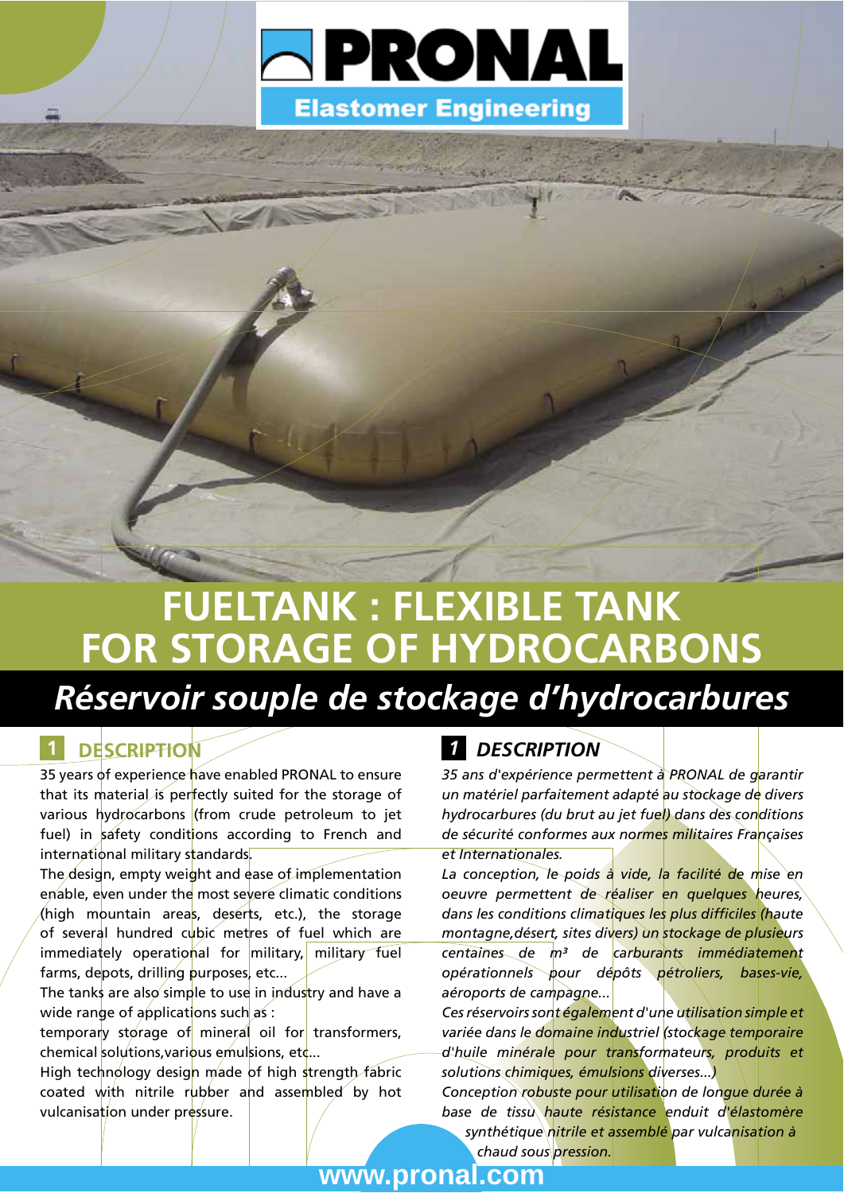PRONAL

Elastomer Engineering

# FUELTANK : FLEXIBLE TANK FOR STORAGE OF HYDROCARBONS

## *Réservoir souple de stockage d'hydrocarbures*

## 1 DESCRIPTION

35 years of experience have enabled PRONAL to ensure that its material is perfectly suited for the storage of various hydrocarbons (from crude petroleum to jet fuel) in safety conditions according to French and international military standards.

The design, empty weight and ease of implementation enable, even under the most severe climatic conditions (high mountain areas, deserts, etc.), the storage of several hundred cubic metres of fuel which are immediately operational for military, military fuel farms, depots, drilling purposes, etc...

The tanks are also simple to use in industry and have a wide range of applications such as :

temporary storage of mineral oil for transformers, chemical solutions,various emulsions, etc...

High technology design made of high strength fabric coated with nitrile rubber and assembled by hot vulcanisation under pressure.

## *1 DESCRIPTION*

*35 ans d'expérience permettent à PRONAL de garantir un matériel parfaitement adapté au stockage de divers hydrocarbures (du brut au jet fuel) dans des conditions de sécurité conformes aux normes militaires Françaises et Internationales.*

*La conception, le poids à vide, la facilité de mise en oeuvre permettent de réaliser en quelques heures, dans les conditions climatiques les plus difficiles (haute montagne,désert, sites divers) un stockage de plusieurs centaines de m³ de carburants immédiatement opérationnels pour dépôts pétroliers, bases-vie, aéroports de campagne...*

*Ces réservoirs sont également d'une utilisation simple et variée dans le domaine industriel (stockage temporaire d'huile minérale pour transformateurs, produits et solutions chimiques, émulsions diverses...)*

*Conception robuste pour utilisation de longue durée à base de tissu haute résistance enduit d'élastomère synthétique nitrile et assemblé par vulcanisation à chaud sous pression.*

www.pronal.com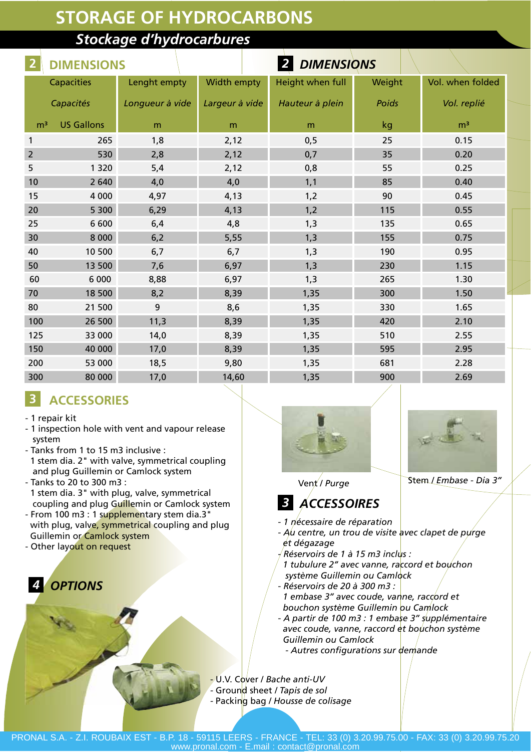# STORAGE OF HYDROCARBONS

## *Stockage d'hydrocarbures*

## 2 DIMENSIONS

## 2 *DIMENSIONS*

| Capacities *Capacités* m³ | US Gallons | Lenght empty *Longueur à vide* m | Width empty *Largeur à vide* m | Height when full *Hauteur à plein* m | Weight *Poids* kg | Vol. when folded *Vol. replié* m³ |
|---|---|---|---|---|---|---|
| 1 | 265 | 1,8 | 2,12 | 0,5 | 25 | 0.15 |
| 2 | 530 | 2,8 | 2,12 | 0,7 | 35 | 0.20 |
| 5 | 1 320 | 5,4 | 2,12 | 0,8 | 55 | 0.25 |
| 10 | 2 640 | 4,0 | 4,0 | 1,1 | 85 | 0.40 |
| 15 | 4 000 | 4,97 | 4,13 | 1,2 | 90 | 0.45 |
| 20 | 5 300 | 6,29 | 4,13 | 1,2 | 115 | 0.55 |
| 25 | 6 600 | 6,4 | 4,8 | 1,3 | 135 | 0.65 |
| 30 | 8 000 | 6,2 | 5,55 | 1,3 | 155 | 0.75 |
| 40 | 10 500 | 6,7 | 6,7 | 1,3 | 190 | 0.95 |
| 50 | 13 500 | 7,6 | 6,97 | 1,3 | 230 | 1.15 |
| 60 | 6 000 | 8,88 | 6,97 | 1,3 | 265 | 1.30 |
| 70 | 18 500 | 8,2 | 8,39 | 1,35 | 300 | 1.50 |
| 80 | 21 500 | 9 | 8,6 | 1,35 | 330 | 1.65 |
| 100 | 26 500 | 11,3 | 8,39 | 1,35 | 420 | 2.10 |
| 125 | 33 000 | 14,0 | 8,39 | 1,35 | 510 | 2.55 |
| 150 | 40 000 | 17,0 | 8,39 | 1,35 | 595 | 2.95 |
| 200 | 53 000 | 18,5 | 9,80 | 1,35 | 681 | 2.28 |
| 300 | 80 000 | 17,0 | 14,60 | 1,35 | 900 | 2.69 |

## 3 ACCESSORIES

- 1 repair kit
- 1 inspection hole with vent and vapour release system
- Tanks from 1 to 15 m3 inclusive :
  1 stem dia. 2" with valve, symmetrical coupling and plug Guillemin or Camlock system
- Tanks to 20 to 300 m3 :
  1 stem dia. 3" with plug, valve, symmetrical coupling and plug Guillemin or Camlock system
- From 100 m3 : 1 supplementary stem dia.3" with plug, valve, symmetrical coupling and plug Guillemin or Camlock system
- Other layout on request

Vent / *Purge*

Stem / *Embase - Dia 3"*

## 3 *ACCESSOIRES*

- *1 nécessaire de réparation*
- *Au centre, un trou de visite avec clapet de purge et dégazage*
- *Réservoirs de 1 à 15 m3 inclus :*
  *1 tubulure 2" avec vanne, raccord et bouchon système Guillemin ou Camlock*
- *Réservoirs de 20 à 300 m3 :*
  *1 embase 3" avec coude, vanne, raccord et bouchon système Guillemin ou Camlock*
- *A partir de 100 m3 : 1 embase 3" supplémentaire avec coude, vanne, raccord et bouchon système Guillemin ou Camlock*
- *Autres configurations sur demande*

## 4 *OPTIONS*

- U.V. Cover / *Bache anti-UV*
- Ground sheet / *Tapis de sol*
- Packing bag / *Housse de colisage*

PRONAL S.A. - Z.I. ROUBAIX EST - B.P. 18 - 59115 LEERS - FRANCE - TEL: 33 (0) 3.20.99.75.00 - FAX: 33 (0) 3.20.99.75.20
www.pronal.com - E.mail : contact@pronal.com